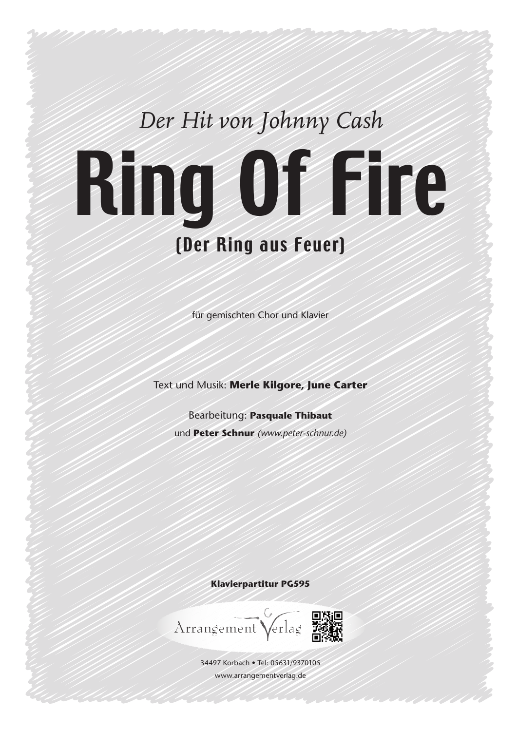*Der Hit von Johnny Cash*

# Ring Of Fire

## (Der Ring aus Feuer)

für gemischten Chor und Klavier

Text und Musik: **Merle Kilgore, June Carter**

Bearbeitung: **Pasquale Thibaut**

und **Peter Schnur** *(www.peter-schnur.de)*

**Klavierpartitur PG595**

Arrangement Verlag

34497 Korbach • Tel: 05631/9370105

www.arrangementverlag.de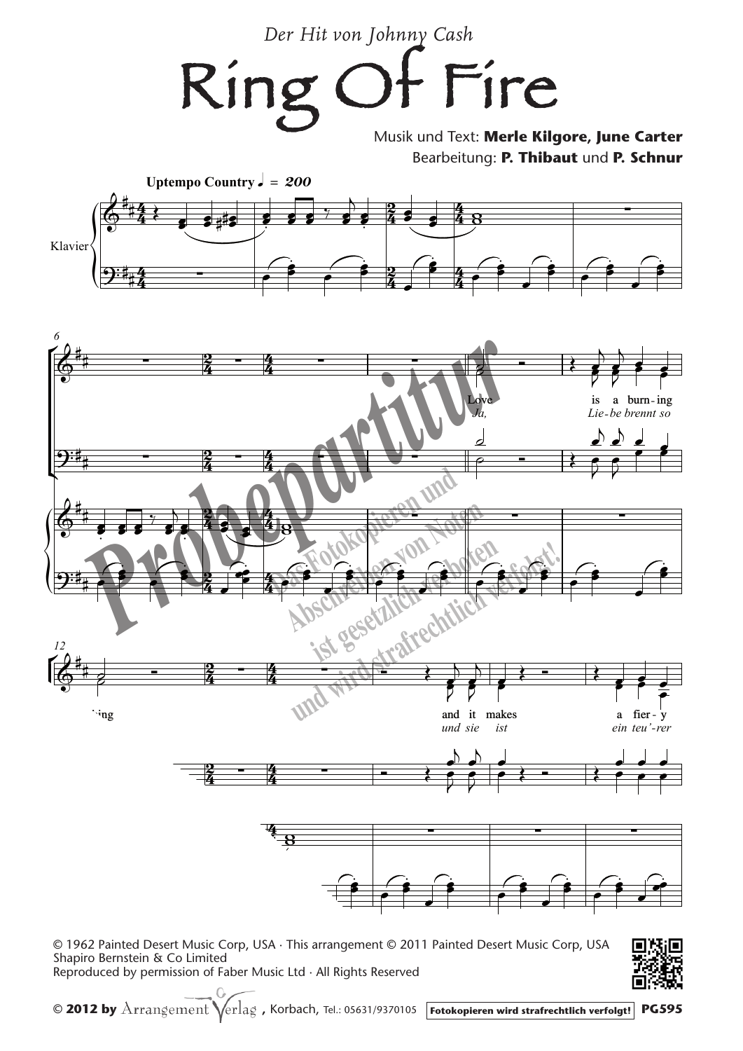*Der Hit von Johnny Cash*

# Ring Of Fire

Musik und Text: **Merle Kilgore, June Carter**

Bearbeitung: **P. Thibaut** und **P. Schnur**

**Uptempo Country** ♩ = 200

Klavier

Love is a burn-ing
*Ja, Lie-be brennt so*

...ing

and it makes a fier-y
*und sie ist ein teu'-rer*

Probepartitur

Das Fotokopieren und Abschreiben von Noten ist gesetzlich verboten und wird strafrechtlich verfolgt!

© 1962 Painted Desert Music Corp, USA · This arrangement © 2011 Painted Desert Music Corp, USA
Shapiro Bernstein & Co Limited
Reproduced by permission of Faber Music Ltd · All Rights Reserved

**© 2012 by** Arrangement Verlag, Korbach, Tel.: 05631/9370105 **Fotokopieren wird strafrechtlich verfolgt!** **PG595**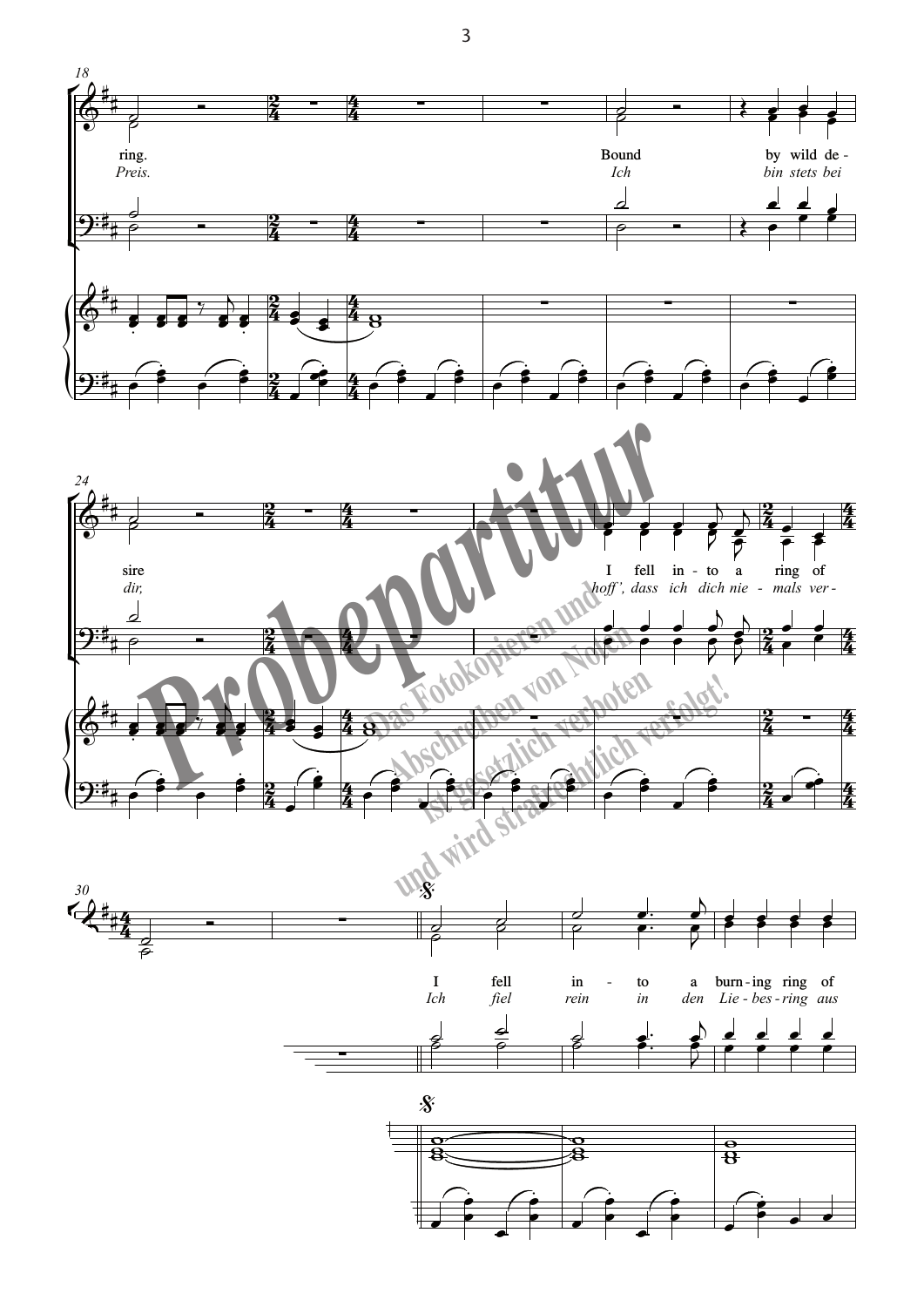ring.
*Preis.*

Bound by wild de-
*Ich bin stets bei*

sire
*dir,*

I fell in-to a ring of
*hoff', dass ich dich nie-mals ver-*

I fell in-to a burn-ing ring of
*Ich fiel rein in den Lie-bes-ring aus*

Probepartitur

Das Fotokopieren und Abschreiben von Noten ist gesetzlich verboten und wird strafrechtlich verfolgt!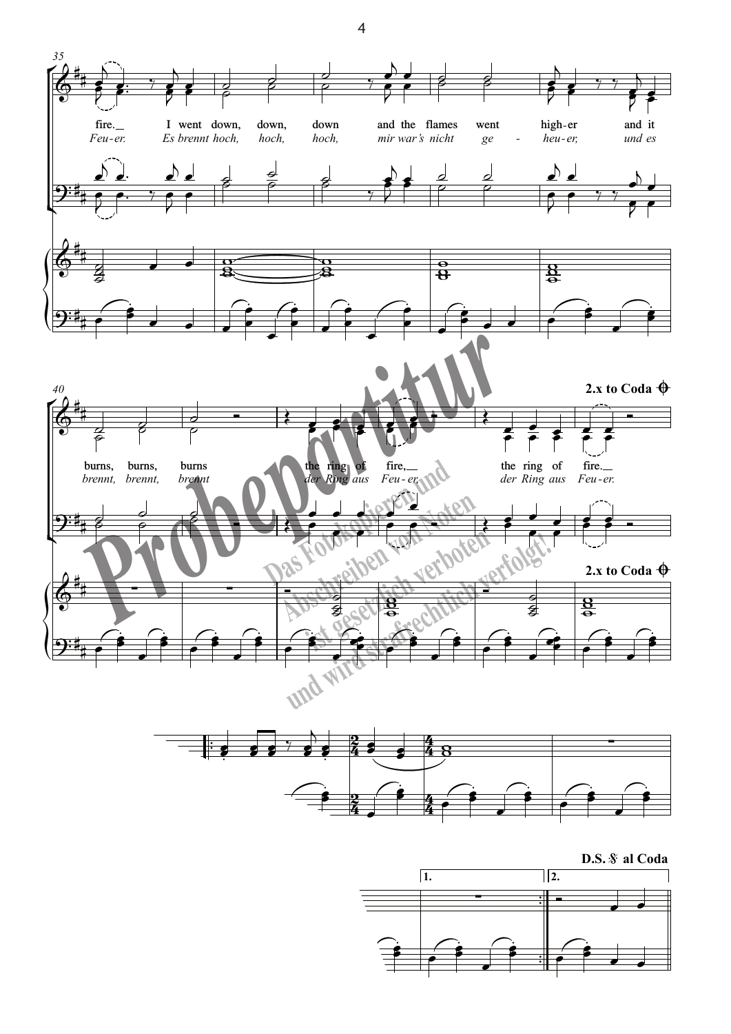fire. I went down, down, down and the flames went high-er and it

*Feu-er. Es brennt hoch, hoch, hoch, mir war's nicht ge - heu-er, und es*

burns, burns, burns the ring of fire, the ring of fire.

*brennt, brennt, brennt der Ring aus Feu-er, der Ring aus Feu-er.*

**2.x to Coda**

**D.S. al Coda**

1.

2.

Probepartitur

Das Fotokopieren und Abschreiben von Noten ist gesetzlich verboten und wird strafrechtlich verfolgt!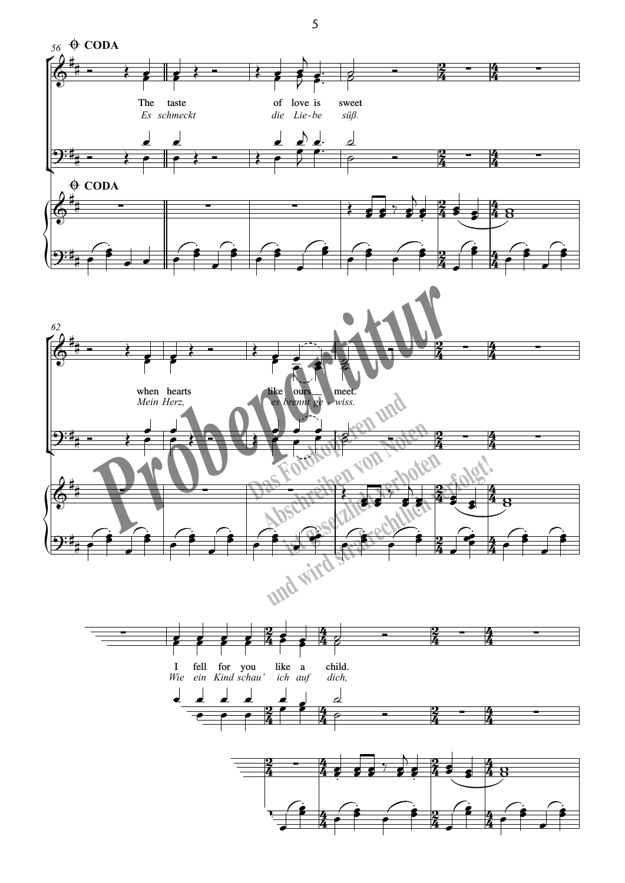CODA

The taste of love is sweet
*Es schmeckt die Lie-be süß.*

when hearts like ours meet.
*Mein Herz, es brennt ge - wiss.*

I fell for you like a child.
*Wie ein Kind schau' ich auf dich,*

Probepartitur

Das Fotokopieren und Abschreiben von Noten ist gesetzlich verboten und wird strafrechtlich verfolgt!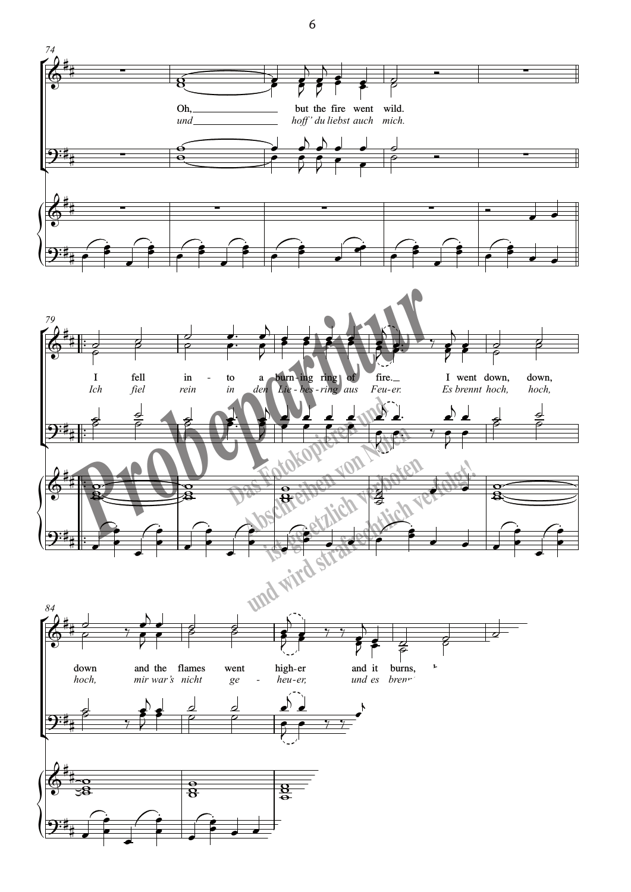74

Oh, but the fire went wild.
*und hoff' du liebst auch mich.*

79

I fell into a burn-ing ring of fire. I went down, down,
*Ich fiel rein in den Lie-bes-ring aus Feu-er. Es brennt hoch, hoch,*

84

down and the flames went high-er and it burns,
*hoch, mir war's nicht ge-heu-er, und es brenn*

Probepartitur

Das Fotokopieren und Abschreiben von Noten ist gesetzlich verboten und wird strafrechtlich verfolgt!